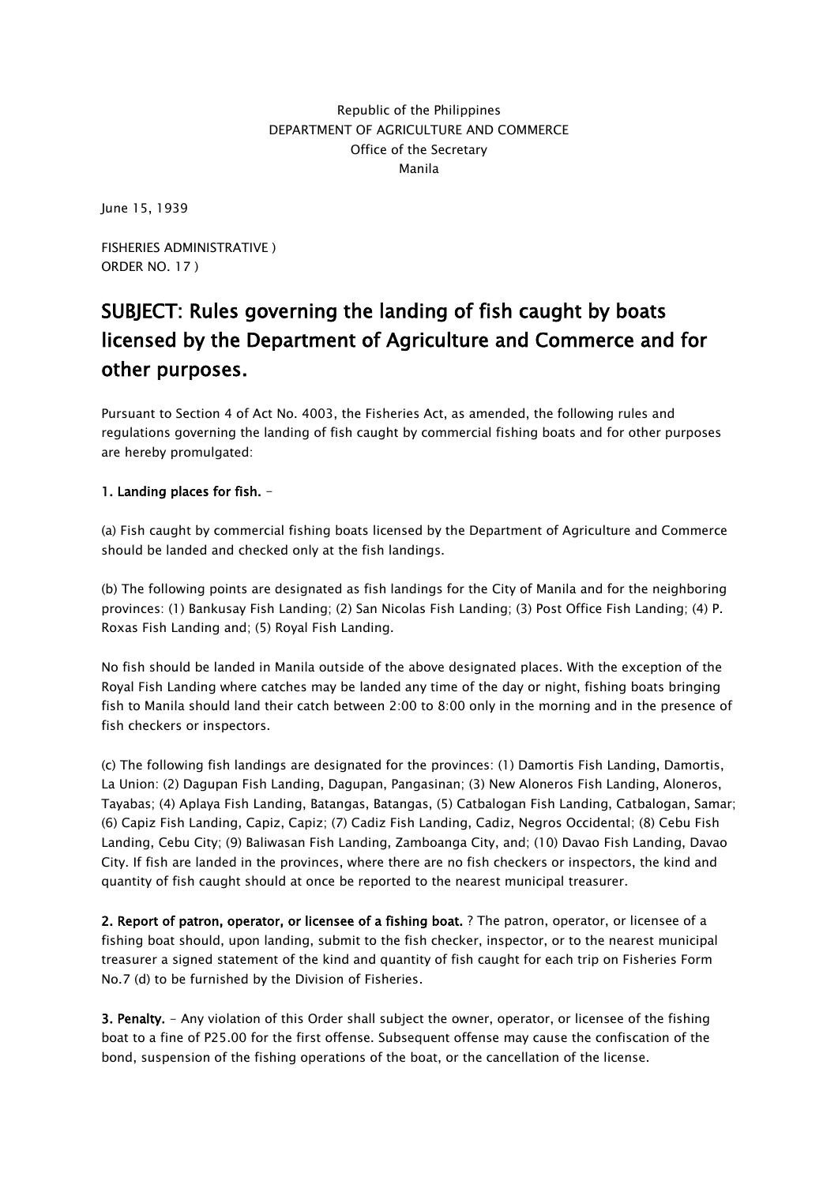Republic of the Philippines
DEPARTMENT OF AGRICULTURE AND COMMERCE
Office of the Secretary
Manila

June 15, 1939

FISHERIES ADMINISTRATIVE )
ORDER NO. 17 )

## SUBJECT: Rules governing the landing of fish caught by boats licensed by the Department of Agriculture and Commerce and for other purposes.

Pursuant to Section 4 of Act No. 4003, the Fisheries Act, as amended, the following rules and regulations governing the landing of fish caught by commercial fishing boats and for other purposes are hereby promulgated:

**1. Landing places for fish.** –

(a) Fish caught by commercial fishing boats licensed by the Department of Agriculture and Commerce should be landed and checked only at the fish landings.

(b) The following points are designated as fish landings for the City of Manila and for the neighboring provinces: (1) Bankusay Fish Landing; (2) San Nicolas Fish Landing; (3) Post Office Fish Landing; (4) P. Roxas Fish Landing and; (5) Royal Fish Landing.

No fish should be landed in Manila outside of the above designated places. With the exception of the Royal Fish Landing where catches may be landed any time of the day or night, fishing boats bringing fish to Manila should land their catch between 2:00 to 8:00 only in the morning and in the presence of fish checkers or inspectors.

(c) The following fish landings are designated for the provinces: (1) Damortis Fish Landing, Damortis, La Union: (2) Dagupan Fish Landing, Dagupan, Pangasinan; (3) New Aloneros Fish Landing, Aloneros, Tayabas; (4) Aplaya Fish Landing, Batangas, Batangas, (5) Catbalogan Fish Landing, Catbalogan, Samar; (6) Capiz Fish Landing, Capiz, Capiz; (7) Cadiz Fish Landing, Cadiz, Negros Occidental; (8) Cebu Fish Landing, Cebu City; (9) Baliwasan Fish Landing, Zamboanga City, and; (10) Davao Fish Landing, Davao City. If fish are landed in the provinces, where there are no fish checkers or inspectors, the kind and quantity of fish caught should at once be reported to the nearest municipal treasurer.

**2. Report of patron, operator, or licensee of a fishing boat.** ? The patron, operator, or licensee of a fishing boat should, upon landing, submit to the fish checker, inspector, or to the nearest municipal treasurer a signed statement of the kind and quantity of fish caught for each trip on Fisheries Form No.7 (d) to be furnished by the Division of Fisheries.

**3. Penalty.** - Any violation of this Order shall subject the owner, operator, or licensee of the fishing boat to a fine of P25.00 for the first offense. Subsequent offense may cause the confiscation of the bond, suspension of the fishing operations of the boat, or the cancellation of the license.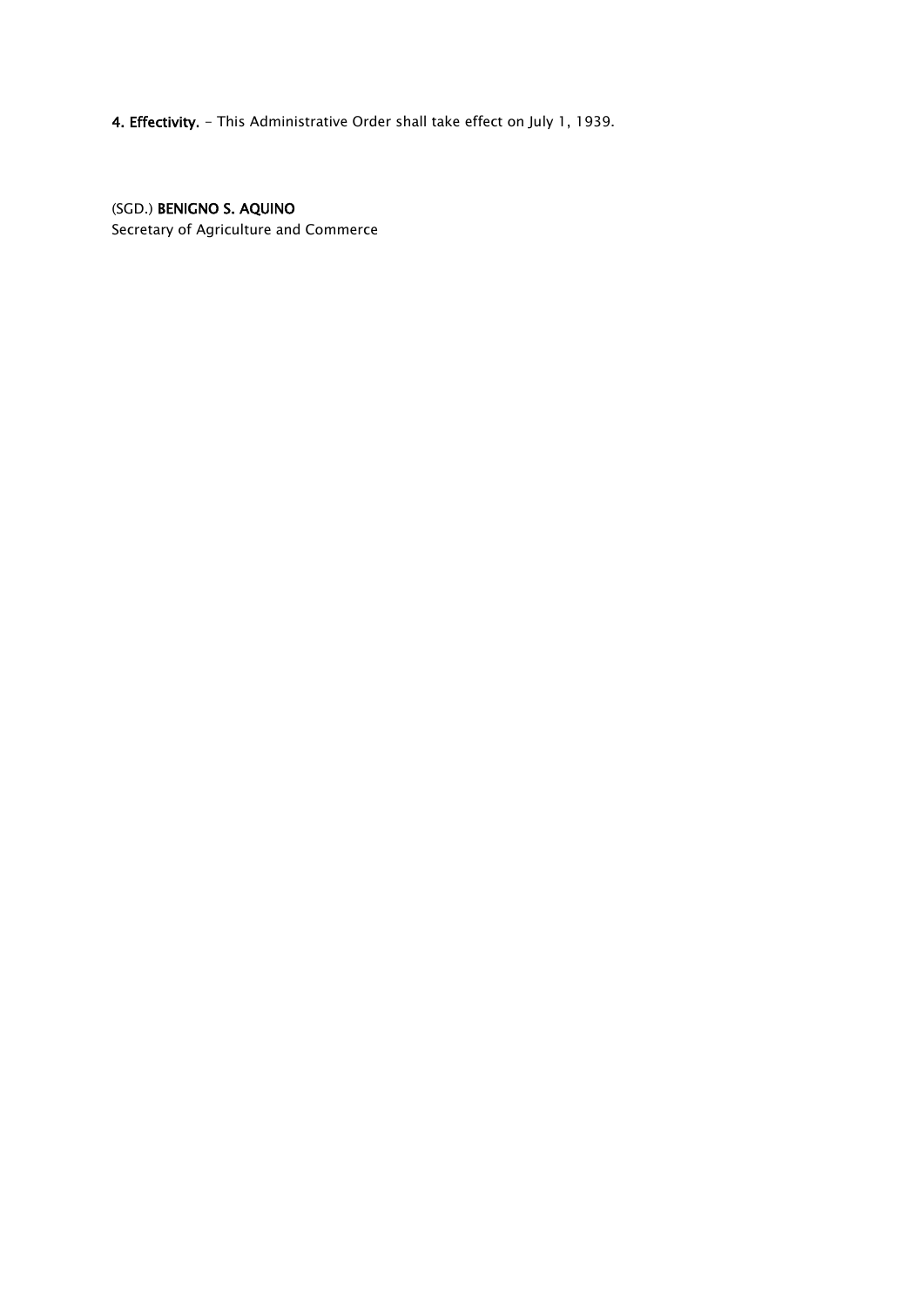**4. Effectivity.** - This Administrative Order shall take effect on July 1, 1939.

(SGD.) **BENIGNO S. AQUINO**
Secretary of Agriculture and Commerce